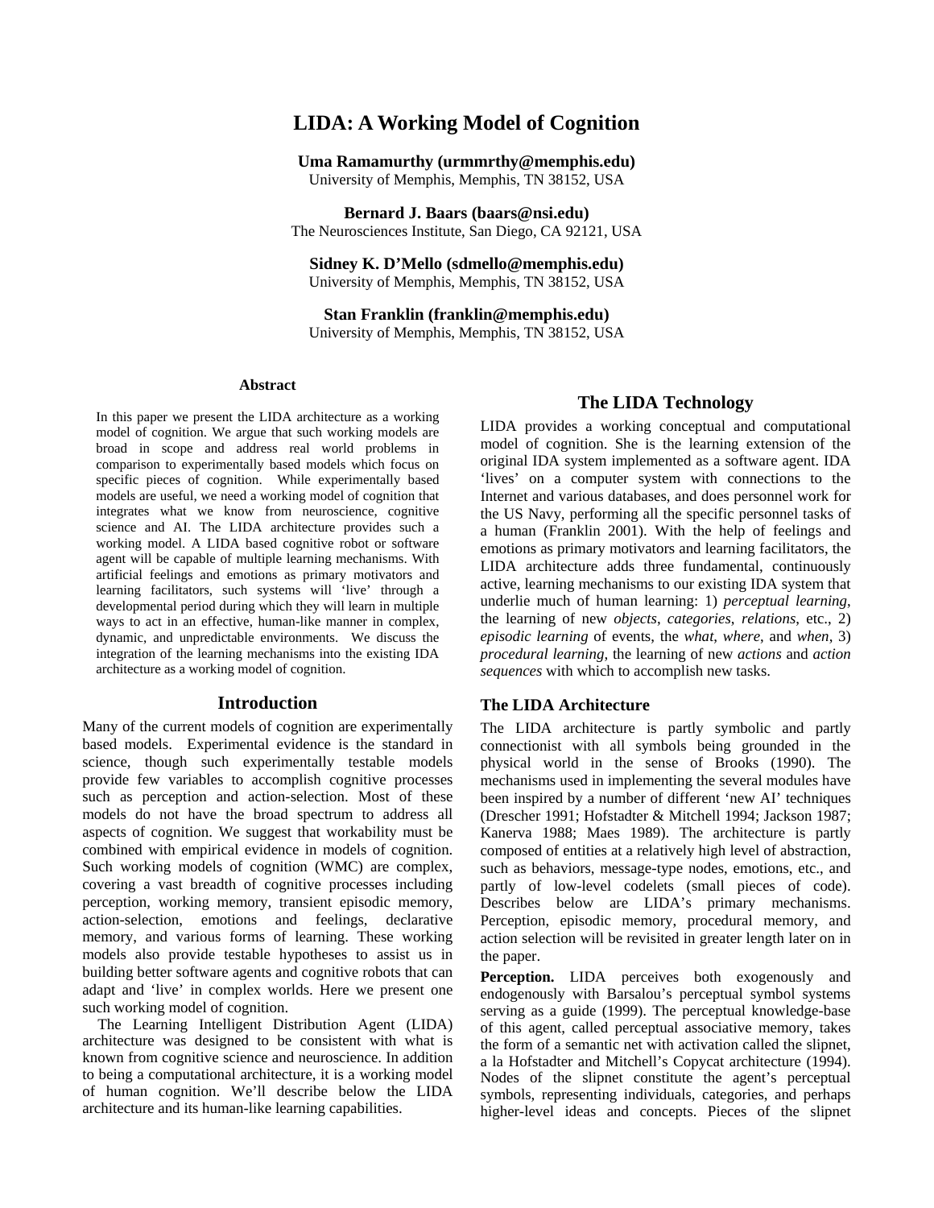# LIDA: A Working Model of Cognition

**Uma Ramamurthy (urmmrthy@memphis.edu)**
University of Memphis, Memphis, TN 38152, USA

**Bernard J. Baars (baars@nsi.edu)**
The Neurosciences Institute, San Diego, CA 92121, USA

**Sidney K. D'Mello (sdmello@memphis.edu)**
University of Memphis, Memphis, TN 38152, USA

**Stan Franklin (franklin@memphis.edu)**
University of Memphis, Memphis, TN 38152, USA

### Abstract

In this paper we present the LIDA architecture as a working model of cognition. We argue that such working models are broad in scope and address real world problems in comparison to experimentally based models which focus on specific pieces of cognition. While experimentally based models are useful, we need a working model of cognition that integrates what we know from neuroscience, cognitive science and AI. The LIDA architecture provides such a working model. A LIDA based cognitive robot or software agent will be capable of multiple learning mechanisms. With artificial feelings and emotions as primary motivators and learning facilitators, such systems will 'live' through a developmental period during which they will learn in multiple ways to act in an effective, human-like manner in complex, dynamic, and unpredictable environments. We discuss the integration of the learning mechanisms into the existing IDA architecture as a working model of cognition.

## Introduction

Many of the current models of cognition are experimentally based models. Experimental evidence is the standard in science, though such experimentally testable models provide few variables to accomplish cognitive processes such as perception and action-selection. Most of these models do not have the broad spectrum to address all aspects of cognition. We suggest that workability must be combined with empirical evidence in models of cognition. Such working models of cognition (WMC) are complex, covering a vast breadth of cognitive processes including perception, working memory, transient episodic memory, action-selection, emotions and feelings, declarative memory, and various forms of learning. These working models also provide testable hypotheses to assist us in building better software agents and cognitive robots that can adapt and 'live' in complex worlds. Here we present one such working model of cognition.

The Learning Intelligent Distribution Agent (LIDA) architecture was designed to be consistent with what is known from cognitive science and neuroscience. In addition to being a computational architecture, it is a working model of human cognition. We'll describe below the LIDA architecture and its human-like learning capabilities.

## The LIDA Technology

LIDA provides a working conceptual and computational model of cognition. She is the learning extension of the original IDA system implemented as a software agent. IDA 'lives' on a computer system with connections to the Internet and various databases, and does personnel work for the US Navy, performing all the specific personnel tasks of a human (Franklin 2001). With the help of feelings and emotions as primary motivators and learning facilitators, the LIDA architecture adds three fundamental, continuously active, learning mechanisms to our existing IDA system that underlie much of human learning: 1) *perceptual learning*, the learning of new *objects*, *categories, relations*, etc., 2) *episodic learning* of events, the *what*, *where*, and *when*, 3) *procedural learning*, the learning of new *actions* and *action sequences* with which to accomplish new tasks.

### The LIDA Architecture

The LIDA architecture is partly symbolic and partly connectionist with all symbols being grounded in the physical world in the sense of Brooks (1990). The mechanisms used in implementing the several modules have been inspired by a number of different 'new AI' techniques (Drescher 1991; Hofstadter & Mitchell 1994; Jackson 1987; Kanerva 1988; Maes 1989). The architecture is partly composed of entities at a relatively high level of abstraction, such as behaviors, message-type nodes, emotions, etc., and partly of low-level codelets (small pieces of code). Describes below are LIDA's primary mechanisms. Perception, episodic memory, procedural memory, and action selection will be revisited in greater length later on in the paper.

**Perception.** LIDA perceives both exogenously and endogenously with Barsalou's perceptual symbol systems serving as a guide (1999). The perceptual knowledge-base of this agent, called perceptual associative memory, takes the form of a semantic net with activation called the slipnet, a la Hofstadter and Mitchell's Copycat architecture (1994). Nodes of the slipnet constitute the agent's perceptual symbols, representing individuals, categories, and perhaps higher-level ideas and concepts. Pieces of the slipnet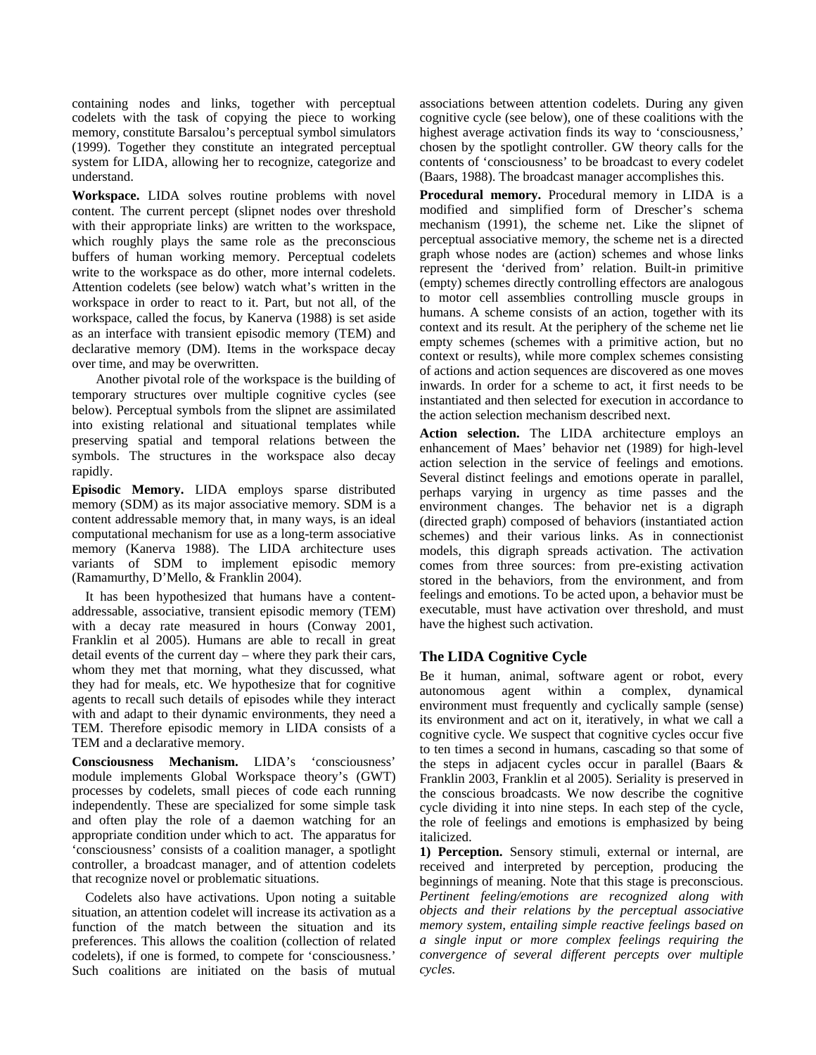containing nodes and links, together with perceptual codelets with the task of copying the piece to working memory, constitute Barsalou's perceptual symbol simulators (1999). Together they constitute an integrated perceptual system for LIDA, allowing her to recognize, categorize and understand.

**Workspace.** LIDA solves routine problems with novel content. The current percept (slipnet nodes over threshold with their appropriate links) are written to the workspace, which roughly plays the same role as the preconscious buffers of human working memory. Perceptual codelets write to the workspace as do other, more internal codelets. Attention codelets (see below) watch what's written in the workspace in order to react to it. Part, but not all, of the workspace, called the focus, by Kanerva (1988) is set aside as an interface with transient episodic memory (TEM) and declarative memory (DM). Items in the workspace decay over time, and may be overwritten.

Another pivotal role of the workspace is the building of temporary structures over multiple cognitive cycles (see below). Perceptual symbols from the slipnet are assimilated into existing relational and situational templates while preserving spatial and temporal relations between the symbols. The structures in the workspace also decay rapidly.

**Episodic Memory.** LIDA employs sparse distributed memory (SDM) as its major associative memory. SDM is a content addressable memory that, in many ways, is an ideal computational mechanism for use as a long-term associative memory (Kanerva 1988). The LIDA architecture uses variants of SDM to implement episodic memory (Ramamurthy, D'Mello, & Franklin 2004).

It has been hypothesized that humans have a content-addressable, associative, transient episodic memory (TEM) with a decay rate measured in hours (Conway 2001, Franklin et al 2005). Humans are able to recall in great detail events of the current day – where they park their cars, whom they met that morning, what they discussed, what they had for meals, etc. We hypothesize that for cognitive agents to recall such details of episodes while they interact with and adapt to their dynamic environments, they need a TEM. Therefore episodic memory in LIDA consists of a TEM and a declarative memory.

**Consciousness Mechanism.** LIDA's 'consciousness' module implements Global Workspace theory's (GWT) processes by codelets, small pieces of code each running independently. These are specialized for some simple task and often play the role of a daemon watching for an appropriate condition under which to act. The apparatus for 'consciousness' consists of a coalition manager, a spotlight controller, a broadcast manager, and of attention codelets that recognize novel or problematic situations.

Codelets also have activations. Upon noting a suitable situation, an attention codelet will increase its activation as a function of the match between the situation and its preferences. This allows the coalition (collection of related codelets), if one is formed, to compete for 'consciousness.' Such coalitions are initiated on the basis of mutual associations between attention codelets. During any given cognitive cycle (see below), one of these coalitions with the highest average activation finds its way to 'consciousness,' chosen by the spotlight controller. GW theory calls for the contents of 'consciousness' to be broadcast to every codelet (Baars, 1988). The broadcast manager accomplishes this.

**Procedural memory.** Procedural memory in LIDA is a modified and simplified form of Drescher's schema mechanism (1991), the scheme net. Like the slipnet of perceptual associative memory, the scheme net is a directed graph whose nodes are (action) schemes and whose links represent the 'derived from' relation. Built-in primitive (empty) schemes directly controlling effectors are analogous to motor cell assemblies controlling muscle groups in humans. A scheme consists of an action, together with its context and its result. At the periphery of the scheme net lie empty schemes (schemes with a primitive action, but no context or results), while more complex schemes consisting of actions and action sequences are discovered as one moves inwards. In order for a scheme to act, it first needs to be instantiated and then selected for execution in accordance to the action selection mechanism described next.

**Action selection.** The LIDA architecture employs an enhancement of Maes' behavior net (1989) for high-level action selection in the service of feelings and emotions. Several distinct feelings and emotions operate in parallel, perhaps varying in urgency as time passes and the environment changes. The behavior net is a digraph (directed graph) composed of behaviors (instantiated action schemes) and their various links. As in connectionist models, this digraph spreads activation. The activation comes from three sources: from pre-existing activation stored in the behaviors, from the environment, and from feelings and emotions. To be acted upon, a behavior must be executable, must have activation over threshold, and must have the highest such activation.

## The LIDA Cognitive Cycle

Be it human, animal, software agent or robot, every autonomous agent within a complex, dynamical environment must frequently and cyclically sample (sense) its environment and act on it, iteratively, in what we call a cognitive cycle. We suspect that cognitive cycles occur five to ten times a second in humans, cascading so that some of the steps in adjacent cycles occur in parallel (Baars & Franklin 2003, Franklin et al 2005). Seriality is preserved in the conscious broadcasts. We now describe the cognitive cycle dividing it into nine steps. In each step of the cycle, the role of feelings and emotions is emphasized by being italicized.

**1) Perception.** Sensory stimuli, external or internal, are received and interpreted by perception, producing the beginnings of meaning. Note that this stage is preconscious. *Pertinent feeling/emotions are recognized along with objects and their relations by the perceptual associative memory system, entailing simple reactive feelings based on a single input or more complex feelings requiring the convergence of several different percepts over multiple cycles.*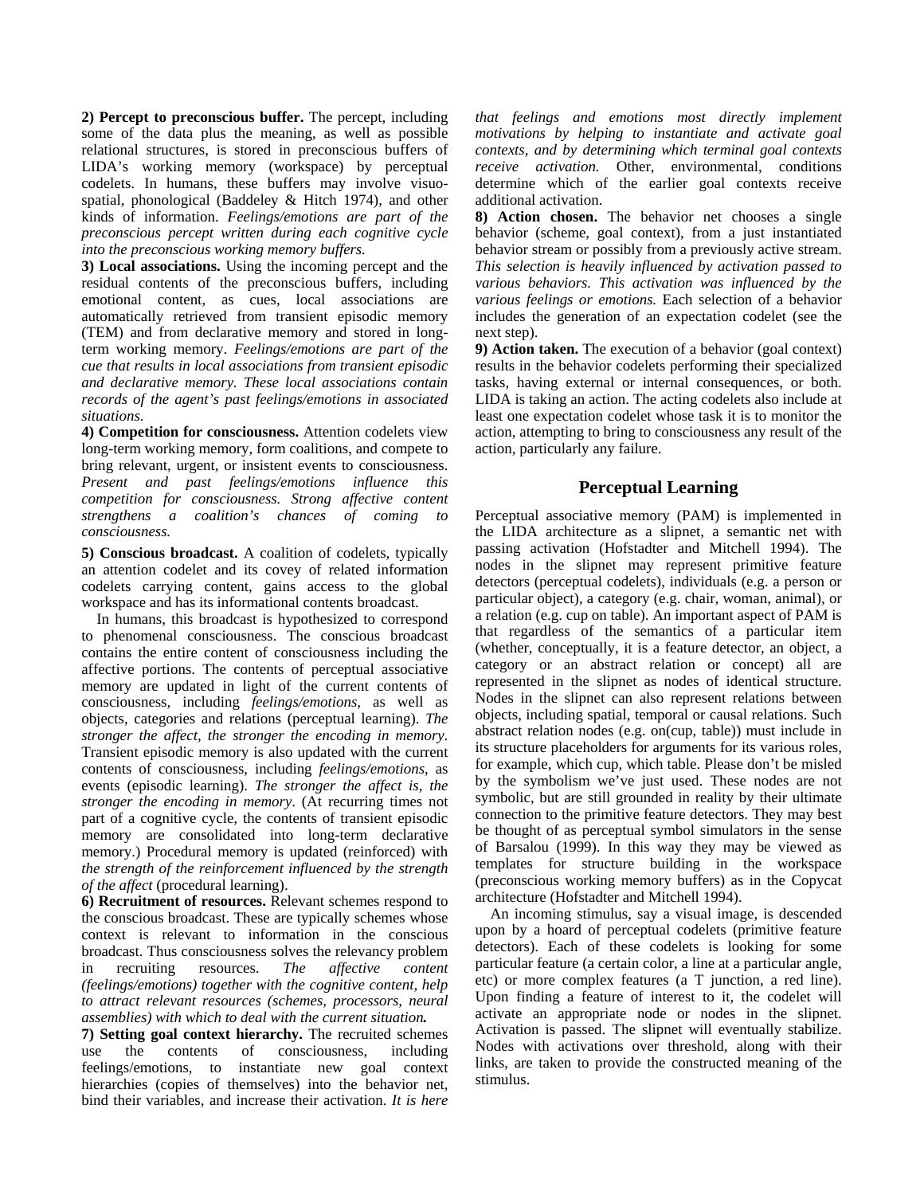**2) Percept to preconscious buffer.** The percept, including some of the data plus the meaning, as well as possible relational structures, is stored in preconscious buffers of LIDA's working memory (workspace) by perceptual codelets. In humans, these buffers may involve visuo-spatial, phonological (Baddeley & Hitch 1974), and other kinds of information. *Feelings/emotions are part of the preconscious percept written during each cognitive cycle into the preconscious working memory buffers.*

**3) Local associations.** Using the incoming percept and the residual contents of the preconscious buffers, including emotional content, as cues, local associations are automatically retrieved from transient episodic memory (TEM) and from declarative memory and stored in long-term working memory. *Feelings/emotions are part of the cue that results in local associations from transient episodic and declarative memory. These local associations contain records of the agent's past feelings/emotions in associated situations.*

**4) Competition for consciousness.** Attention codelets view long-term working memory, form coalitions, and compete to bring relevant, urgent, or insistent events to consciousness. *Present and past feelings/emotions influence this competition for consciousness. Strong affective content strengthens a coalition's chances of coming to consciousness.*

**5) Conscious broadcast.** A coalition of codelets, typically an attention codelet and its covey of related information codelets carrying content, gains access to the global workspace and has its informational contents broadcast.

In humans, this broadcast is hypothesized to correspond to phenomenal consciousness. The conscious broadcast contains the entire content of consciousness including the affective portions. The contents of perceptual associative memory are updated in light of the current contents of consciousness, including *feelings/emotions*, as well as objects, categories and relations (perceptual learning). *The stronger the affect, the stronger the encoding in memory*. Transient episodic memory is also updated with the current contents of consciousness, including *feelings/emotions*, as events (episodic learning). *The stronger the affect is, the stronger the encoding in memory*. (At recurring times not part of a cognitive cycle, the contents of transient episodic memory are consolidated into long-term declarative memory.) Procedural memory is updated (reinforced) with *the strength of the reinforcement influenced by the strength of the affect* (procedural learning).

**6) Recruitment of resources.** Relevant schemes respond to the conscious broadcast. These are typically schemes whose context is relevant to information in the conscious broadcast. Thus consciousness solves the relevancy problem in recruiting resources. *The affective content (feelings/emotions) together with the cognitive content, help to attract relevant resources (schemes, processors, neural assemblies) with which to deal with the current situation.*

**7) Setting goal context hierarchy.** The recruited schemes use the contents of consciousness, including feelings/emotions, to instantiate new goal context hierarchies (copies of themselves) into the behavior net, bind their variables, and increase their activation. *It is here that feelings and emotions most directly implement motivations by helping to instantiate and activate goal contexts, and by determining which terminal goal contexts receive activation.* Other, environmental, conditions determine which of the earlier goal contexts receive additional activation.

**8) Action chosen.** The behavior net chooses a single behavior (scheme, goal context), from a just instantiated behavior stream or possibly from a previously active stream. *This selection is heavily influenced by activation passed to various behaviors. This activation was influenced by the various feelings or emotions.* Each selection of a behavior includes the generation of an expectation codelet (see the next step).

**9) Action taken.** The execution of a behavior (goal context) results in the behavior codelets performing their specialized tasks, having external or internal consequences, or both. LIDA is taking an action. The acting codelets also include at least one expectation codelet whose task it is to monitor the action, attempting to bring to consciousness any result of the action, particularly any failure.

## Perceptual Learning

Perceptual associative memory (PAM) is implemented in the LIDA architecture as a slipnet, a semantic net with passing activation (Hofstadter and Mitchell 1994). The nodes in the slipnet may represent primitive feature detectors (perceptual codelets), individuals (e.g. a person or particular object), a category (e.g. chair, woman, animal), or a relation (e.g. cup on table). An important aspect of PAM is that regardless of the semantics of a particular item (whether, conceptually, it is a feature detector, an object, a category or an abstract relation or concept) all are represented in the slipnet as nodes of identical structure. Nodes in the slipnet can also represent relations between objects, including spatial, temporal or causal relations. Such abstract relation nodes (e.g. on(cup, table)) must include in its structure placeholders for arguments for its various roles, for example, which cup, which table. Please don't be misled by the symbolism we've just used. These nodes are not symbolic, but are still grounded in reality by their ultimate connection to the primitive feature detectors. They may best be thought of as perceptual symbol simulators in the sense of Barsalou (1999). In this way they may be viewed as templates for structure building in the workspace (preconscious working memory buffers) as in the Copycat architecture (Hofstadter and Mitchell 1994).

An incoming stimulus, say a visual image, is descended upon by a hoard of perceptual codelets (primitive feature detectors). Each of these codelets is looking for some particular feature (a certain color, a line at a particular angle, etc) or more complex features (a T junction, a red line). Upon finding a feature of interest to it, the codelet will activate an appropriate node or nodes in the slipnet. Activation is passed. The slipnet will eventually stabilize. Nodes with activations over threshold, along with their links, are taken to provide the constructed meaning of the stimulus.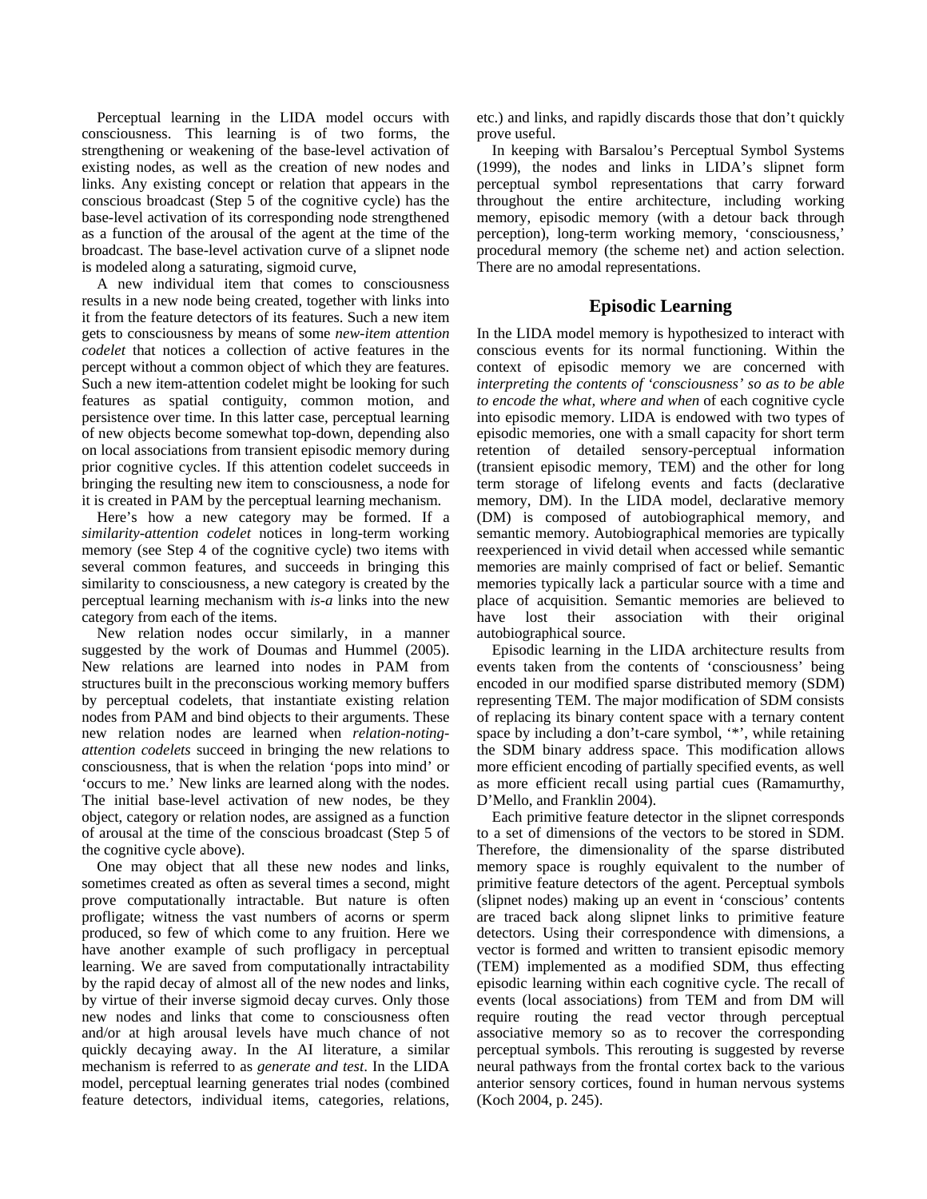Perceptual learning in the LIDA model occurs with consciousness. This learning is of two forms, the strengthening or weakening of the base-level activation of existing nodes, as well as the creation of new nodes and links. Any existing concept or relation that appears in the conscious broadcast (Step 5 of the cognitive cycle) has the base-level activation of its corresponding node strengthened as a function of the arousal of the agent at the time of the broadcast. The base-level activation curve of a slipnet node is modeled along a saturating, sigmoid curve,

A new individual item that comes to consciousness results in a new node being created, together with links into it from the feature detectors of its features. Such a new item gets to consciousness by means of some *new-item attention codelet* that notices a collection of active features in the percept without a common object of which they are features. Such a new item-attention codelet might be looking for such features as spatial contiguity, common motion, and persistence over time. In this latter case, perceptual learning of new objects become somewhat top-down, depending also on local associations from transient episodic memory during prior cognitive cycles. If this attention codelet succeeds in bringing the resulting new item to consciousness, a node for it is created in PAM by the perceptual learning mechanism.

Here's how a new category may be formed. If a *similarity-attention codelet* notices in long-term working memory (see Step 4 of the cognitive cycle) two items with several common features, and succeeds in bringing this similarity to consciousness, a new category is created by the perceptual learning mechanism with *is-a* links into the new category from each of the items.

New relation nodes occur similarly, in a manner suggested by the work of Doumas and Hummel (2005). New relations are learned into nodes in PAM from structures built in the preconscious working memory buffers by perceptual codelets, that instantiate existing relation nodes from PAM and bind objects to their arguments. These new relation nodes are learned when *relation-noting-attention codelets* succeed in bringing the new relations to consciousness, that is when the relation 'pops into mind' or 'occurs to me.' New links are learned along with the nodes. The initial base-level activation of new nodes, be they object, category or relation nodes, are assigned as a function of arousal at the time of the conscious broadcast (Step 5 of the cognitive cycle above).

One may object that all these new nodes and links, sometimes created as often as several times a second, might prove computationally intractable. But nature is often profligate; witness the vast numbers of acorns or sperm produced, so few of which come to any fruition. Here we have another example of such profligacy in perceptual learning. We are saved from computationally intractability by the rapid decay of almost all of the new nodes and links, by virtue of their inverse sigmoid decay curves. Only those new nodes and links that come to consciousness often and/or at high arousal levels have much chance of not quickly decaying away. In the AI literature, a similar mechanism is referred to as *generate and test*. In the LIDA model, perceptual learning generates trial nodes (combined feature detectors, individual items, categories, relations, etc.) and links, and rapidly discards those that don't quickly prove useful.

In keeping with Barsalou's Perceptual Symbol Systems (1999), the nodes and links in LIDA's slipnet form perceptual symbol representations that carry forward throughout the entire architecture, including working memory, episodic memory (with a detour back through perception), long-term working memory, 'consciousness,' procedural memory (the scheme net) and action selection. There are no amodal representations.

## Episodic Learning

In the LIDA model memory is hypothesized to interact with conscious events for its normal functioning. Within the context of episodic memory we are concerned with *interpreting the contents of 'consciousness' so as to be able to encode the what, where and when* of each cognitive cycle into episodic memory. LIDA is endowed with two types of episodic memories, one with a small capacity for short term retention of detailed sensory-perceptual information (transient episodic memory, TEM) and the other for long term storage of lifelong events and facts (declarative memory, DM). In the LIDA model, declarative memory (DM) is composed of autobiographical memory, and semantic memory. Autobiographical memories are typically reexperienced in vivid detail when accessed while semantic memories are mainly comprised of fact or belief. Semantic memories typically lack a particular source with a time and place of acquisition. Semantic memories are believed to have lost their association with their original autobiographical source.

Episodic learning in the LIDA architecture results from events taken from the contents of 'consciousness' being encoded in our modified sparse distributed memory (SDM) representing TEM. The major modification of SDM consists of replacing its binary content space with a ternary content space by including a don't-care symbol, '*', while retaining the SDM binary address space. This modification allows more efficient encoding of partially specified events, as well as more efficient recall using partial cues (Ramamurthy, D'Mello, and Franklin 2004).

Each primitive feature detector in the slipnet corresponds to a set of dimensions of the vectors to be stored in SDM. Therefore, the dimensionality of the sparse distributed memory space is roughly equivalent to the number of primitive feature detectors of the agent. Perceptual symbols (slipnet nodes) making up an event in 'conscious' contents are traced back along slipnet links to primitive feature detectors. Using their correspondence with dimensions, a vector is formed and written to transient episodic memory (TEM) implemented as a modified SDM, thus effecting episodic learning within each cognitive cycle. The recall of events (local associations) from TEM and from DM will require routing the read vector through perceptual associative memory so as to recover the corresponding perceptual symbols. This rerouting is suggested by reverse neural pathways from the frontal cortex back to the various anterior sensory cortices, found in human nervous systems (Koch 2004, p. 245).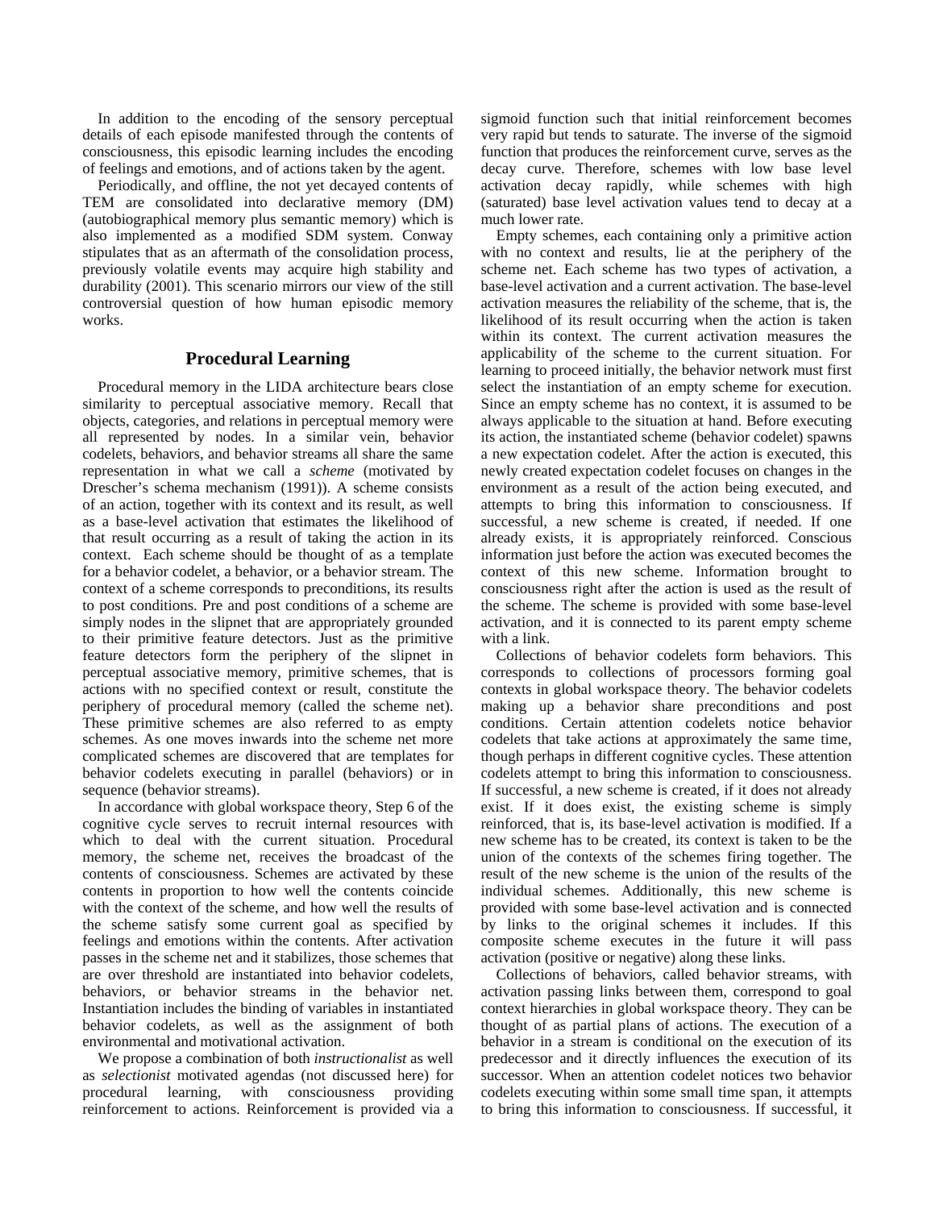In addition to the encoding of the sensory perceptual details of each episode manifested through the contents of consciousness, this episodic learning includes the encoding of feelings and emotions, and of actions taken by the agent.

Periodically, and offline, the not yet decayed contents of TEM are consolidated into declarative memory (DM) (autobiographical memory plus semantic memory) which is also implemented as a modified SDM system. Conway stipulates that as an aftermath of the consolidation process, previously volatile events may acquire high stability and durability (2001). This scenario mirrors our view of the still controversial question of how human episodic memory works.

## Procedural Learning

Procedural memory in the LIDA architecture bears close similarity to perceptual associative memory. Recall that objects, categories, and relations in perceptual memory were all represented by nodes. In a similar vein, behavior codelets, behaviors, and behavior streams all share the same representation in what we call a *scheme* (motivated by Drescher's schema mechanism (1991)). A scheme consists of an action, together with its context and its result, as well as a base-level activation that estimates the likelihood of that result occurring as a result of taking the action in its context. Each scheme should be thought of as a template for a behavior codelet, a behavior, or a behavior stream. The context of a scheme corresponds to preconditions, its results to post conditions. Pre and post conditions of a scheme are simply nodes in the slipnet that are appropriately grounded to their primitive feature detectors. Just as the primitive feature detectors form the periphery of the slipnet in perceptual associative memory, primitive schemes, that is actions with no specified context or result, constitute the periphery of procedural memory (called the scheme net). These primitive schemes are also referred to as empty schemes. As one moves inwards into the scheme net more complicated schemes are discovered that are templates for behavior codelets executing in parallel (behaviors) or in sequence (behavior streams).

In accordance with global workspace theory, Step 6 of the cognitive cycle serves to recruit internal resources with which to deal with the current situation. Procedural memory, the scheme net, receives the broadcast of the contents of consciousness. Schemes are activated by these contents in proportion to how well the contents coincide with the context of the scheme, and how well the results of the scheme satisfy some current goal as specified by feelings and emotions within the contents. After activation passes in the scheme net and it stabilizes, those schemes that are over threshold are instantiated into behavior codelets, behaviors, or behavior streams in the behavior net. Instantiation includes the binding of variables in instantiated behavior codelets, as well as the assignment of both environmental and motivational activation.

We propose a combination of both *instructionalist* as well as *selectionist* motivated agendas (not discussed here) for procedural learning, with consciousness providing reinforcement to actions. Reinforcement is provided via a sigmoid function such that initial reinforcement becomes very rapid but tends to saturate. The inverse of the sigmoid function that produces the reinforcement curve, serves as the decay curve. Therefore, schemes with low base level activation decay rapidly, while schemes with high (saturated) base level activation values tend to decay at a much lower rate.

Empty schemes, each containing only a primitive action with no context and results, lie at the periphery of the scheme net. Each scheme has two types of activation, a base-level activation and a current activation. The base-level activation measures the reliability of the scheme, that is, the likelihood of its result occurring when the action is taken within its context. The current activation measures the applicability of the scheme to the current situation. For learning to proceed initially, the behavior network must first select the instantiation of an empty scheme for execution. Since an empty scheme has no context, it is assumed to be always applicable to the situation at hand. Before executing its action, the instantiated scheme (behavior codelet) spawns a new expectation codelet. After the action is executed, this newly created expectation codelet focuses on changes in the environment as a result of the action being executed, and attempts to bring this information to consciousness. If successful, a new scheme is created, if needed. If one already exists, it is appropriately reinforced. Conscious information just before the action was executed becomes the context of this new scheme. Information brought to consciousness right after the action is used as the result of the scheme. The scheme is provided with some base-level activation, and it is connected to its parent empty scheme with a link.

Collections of behavior codelets form behaviors. This corresponds to collections of processors forming goal contexts in global workspace theory. The behavior codelets making up a behavior share preconditions and post conditions. Certain attention codelets notice behavior codelets that take actions at approximately the same time, though perhaps in different cognitive cycles. These attention codelets attempt to bring this information to consciousness. If successful, a new scheme is created, if it does not already exist. If it does exist, the existing scheme is simply reinforced, that is, its base-level activation is modified. If a new scheme has to be created, its context is taken to be the union of the contexts of the schemes firing together. The result of the new scheme is the union of the results of the individual schemes. Additionally, this new scheme is provided with some base-level activation and is connected by links to the original schemes it includes. If this composite scheme executes in the future it will pass activation (positive or negative) along these links.

Collections of behaviors, called behavior streams, with activation passing links between them, correspond to goal context hierarchies in global workspace theory. They can be thought of as partial plans of actions. The execution of a behavior in a stream is conditional on the execution of its predecessor and it directly influences the execution of its successor. When an attention codelet notices two behavior codelets executing within some small time span, it attempts to bring this information to consciousness. If successful, it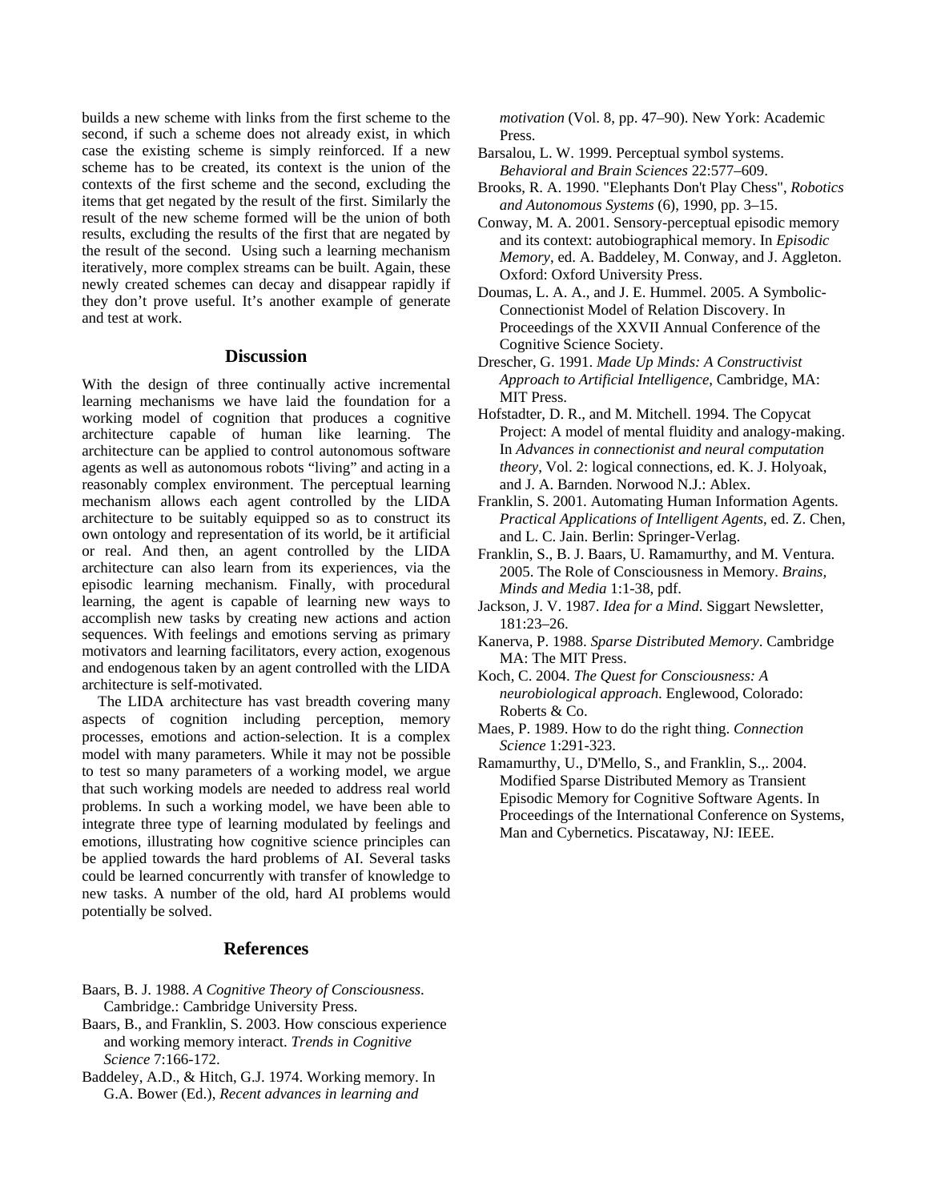builds a new scheme with links from the first scheme to the second, if such a scheme does not already exist, in which case the existing scheme is simply reinforced. If a new scheme has to be created, its context is the union of the contexts of the first scheme and the second, excluding the items that get negated by the result of the first. Similarly the result of the new scheme formed will be the union of both results, excluding the results of the first that are negated by the result of the second. Using such a learning mechanism iteratively, more complex streams can be built. Again, these newly created schemes can decay and disappear rapidly if they don't prove useful. It's another example of generate and test at work.

## Discussion

With the design of three continually active incremental learning mechanisms we have laid the foundation for a working model of cognition that produces a cognitive architecture capable of human like learning. The architecture can be applied to control autonomous software agents as well as autonomous robots "living" and acting in a reasonably complex environment. The perceptual learning mechanism allows each agent controlled by the LIDA architecture to be suitably equipped so as to construct its own ontology and representation of its world, be it artificial or real. And then, an agent controlled by the LIDA architecture can also learn from its experiences, via the episodic learning mechanism. Finally, with procedural learning, the agent is capable of learning new ways to accomplish new tasks by creating new actions and action sequences. With feelings and emotions serving as primary motivators and learning facilitators, every action, exogenous and endogenous taken by an agent controlled with the LIDA architecture is self-motivated.

The LIDA architecture has vast breadth covering many aspects of cognition including perception, memory processes, emotions and action-selection. It is a complex model with many parameters. While it may not be possible to test so many parameters of a working model, we argue that such working models are needed to address real world problems. In such a working model, we have been able to integrate three type of learning modulated by feelings and emotions, illustrating how cognitive science principles can be applied towards the hard problems of AI. Several tasks could be learned concurrently with transfer of knowledge to new tasks. A number of the old, hard AI problems would potentially be solved.

## References

Baars, B. J. 1988. *A Cognitive Theory of Consciousness*. Cambridge.: Cambridge University Press.

Baars, B., and Franklin, S. 2003. How conscious experience and working memory interact. *Trends in Cognitive Science* 7:166-172.

Baddeley, A.D., & Hitch, G.J. 1974. Working memory. In G.A. Bower (Ed.), *Recent advances in learning and motivation* (Vol. 8, pp. 47–90). New York: Academic Press.

Barsalou, L. W. 1999. Perceptual symbol systems. *Behavioral and Brain Sciences* 22:577–609.

Brooks, R. A. 1990. "Elephants Don't Play Chess", *Robotics and Autonomous Systems* (6), 1990, pp. 3–15.

Conway, M. A. 2001. Sensory-perceptual episodic memory and its context: autobiographical memory. In *Episodic Memory*, ed. A. Baddeley, M. Conway, and J. Aggleton. Oxford: Oxford University Press.

Doumas, L. A. A., and J. E. Hummel. 2005. A Symbolic-Connectionist Model of Relation Discovery. In Proceedings of the XXVII Annual Conference of the Cognitive Science Society.

Drescher, G. 1991. *Made Up Minds: A Constructivist Approach to Artificial Intelligence*, Cambridge, MA: MIT Press.

Hofstadter, D. R., and M. Mitchell. 1994. The Copycat Project: A model of mental fluidity and analogy-making. In *Advances in connectionist and neural computation theory*, Vol. 2: logical connections, ed. K. J. Holyoak, and J. A. Barnden. Norwood N.J.: Ablex.

Franklin, S. 2001. Automating Human Information Agents. *Practical Applications of Intelligent Agents*, ed. Z. Chen, and L. C. Jain. Berlin: Springer-Verlag.

Franklin, S., B. J. Baars, U. Ramamurthy, and M. Ventura. 2005. The Role of Consciousness in Memory. *Brains, Minds and Media* 1:1-38, pdf.

Jackson, J. V. 1987. *Idea for a Mind.* Siggart Newsletter, 181:23–26.

Kanerva, P. 1988. *Sparse Distributed Memory*. Cambridge MA: The MIT Press.

Koch, C. 2004. *The Quest for Consciousness: A neurobiological approach*. Englewood, Colorado: Roberts & Co.

Maes, P. 1989. How to do the right thing. *Connection Science* 1:291-323.

Ramamurthy, U., D'Mello, S., and Franklin, S.,. 2004. Modified Sparse Distributed Memory as Transient Episodic Memory for Cognitive Software Agents. In Proceedings of the International Conference on Systems, Man and Cybernetics. Piscataway, NJ: IEEE.